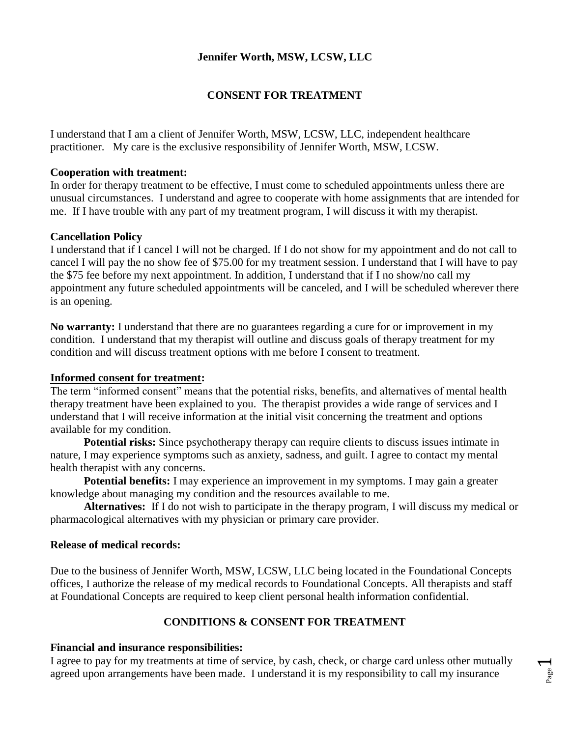**Jennifer Worth, MSW, LCSW, LLC**

**CONSENT FOR TREATMENT**

I understand that I am a client of Jennifer Worth, MSW, LCSW, LLC, independent healthcare practitioner. My care is the exclusive responsibility of Jennifer Worth, MSW, LCSW.

**Cooperation with treatment:**
In order for therapy treatment to be effective, I must come to scheduled appointments unless there are unusual circumstances. I understand and agree to cooperate with home assignments that are intended for me. If I have trouble with any part of my treatment program, I will discuss it with my therapist.

**Cancellation Policy**
I understand that if I cancel I will not be charged. If I do not show for my appointment and do not call to cancel I will pay the no show fee of $75.00 for my treatment session. I understand that I will have to pay the $75 fee before my next appointment. In addition, I understand that if I no show/no call my appointment any future scheduled appointments will be canceled, and I will be scheduled wherever there is an opening.

**No warranty:** I understand that there are no guarantees regarding a cure for or improvement in my condition. I understand that my therapist will outline and discuss goals of therapy treatment for my condition and will discuss treatment options with me before I consent to treatment.

**Informed consent for treatment:**
The term "informed consent" means that the potential risks, benefits, and alternatives of mental health therapy treatment have been explained to you. The therapist provides a wide range of services and I understand that I will receive information at the initial visit concerning the treatment and options available for my condition.

**Potential risks:** Since psychotherapy therapy can require clients to discuss issues intimate in nature, I may experience symptoms such as anxiety, sadness, and guilt. I agree to contact my mental health therapist with any concerns.

**Potential benefits:** I may experience an improvement in my symptoms. I may gain a greater knowledge about managing my condition and the resources available to me.

**Alternatives:** If I do not wish to participate in the therapy program, I will discuss my medical or pharmacological alternatives with my physician or primary care provider.

**Release of medical records:**

Due to the business of Jennifer Worth, MSW, LCSW, LLC being located in the Foundational Concepts offices, I authorize the release of my medical records to Foundational Concepts. All therapists and staff at Foundational Concepts are required to keep client personal health information confidential.

**CONDITIONS & CONSENT FOR TREATMENT**

**Financial and insurance responsibilities:**
I agree to pay for my treatments at time of service, by cash, check, or charge card unless other mutually agreed upon arrangements have been made. I understand it is my responsibility to call my insurance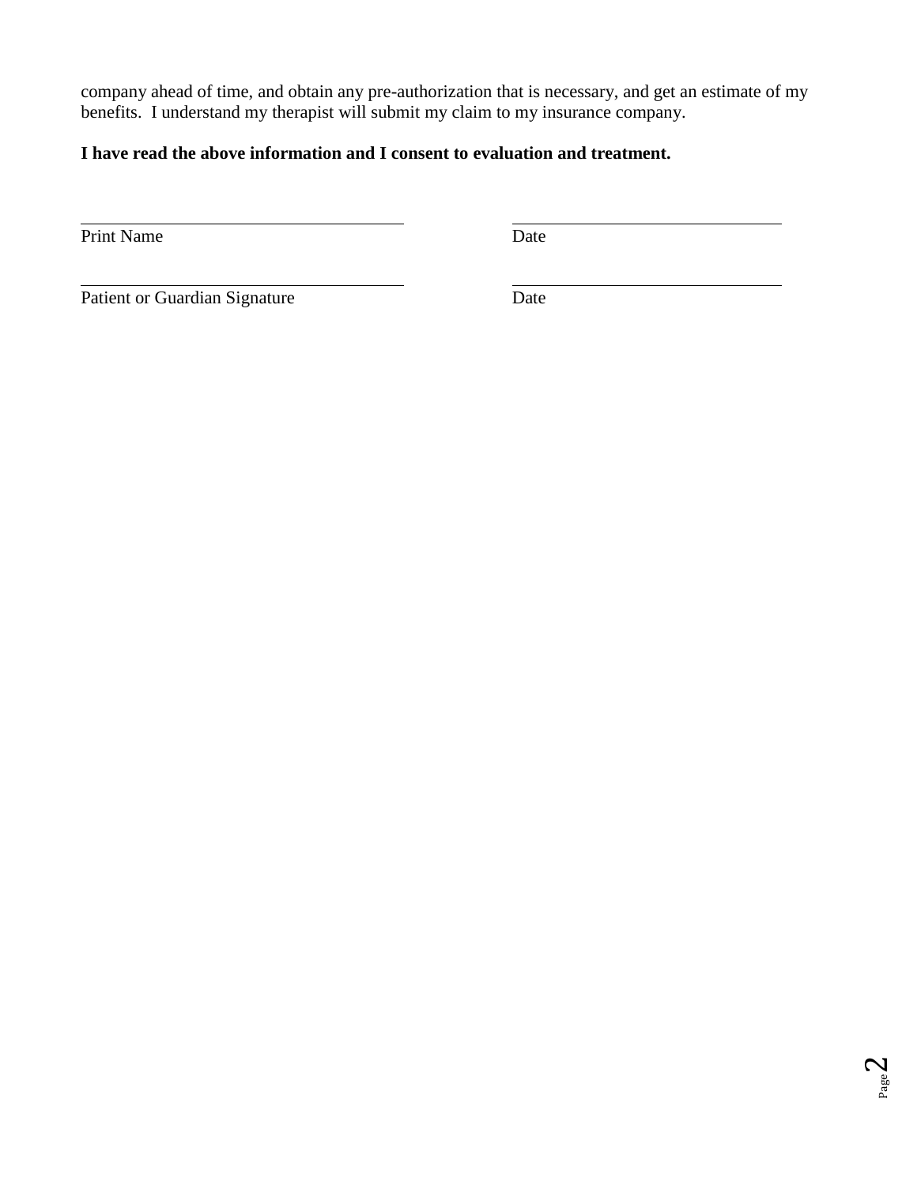company ahead of time, and obtain any pre-authorization that is necessary, and get an estimate of my benefits. I understand my therapist will submit my claim to my insurance company.

**I have read the above information and I consent to evaluation and treatment.**

| | |
|---|---|
| ______________________________ | ______________________________ |
| Print Name | Date |
| ______________________________ | ______________________________ |
| Patient or Guardian Signature | Date |